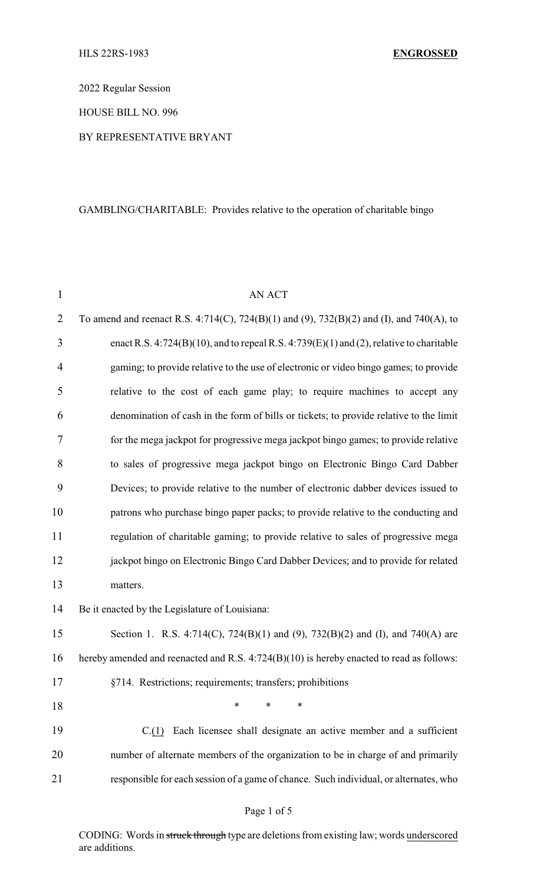HLS 22RS-1983 **ENGROSSED**

2022 Regular Session

HOUSE BILL NO. 996

BY REPRESENTATIVE BRYANT

GAMBLING/CHARITABLE: Provides relative to the operation of charitable bingo

AN ACT

To amend and reenact R.S. 4:714(C), 724(B)(1) and (9), 732(B)(2) and (I), and 740(A), to enact R.S. 4:724(B)(10), and to repeal R.S. 4:739(E)(1) and (2), relative to charitable gaming; to provide relative to the use of electronic or video bingo games; to provide relative to the cost of each game play; to require machines to accept any denomination of cash in the form of bills or tickets; to provide relative to the limit for the mega jackpot for progressive mega jackpot bingo games; to provide relative to sales of progressive mega jackpot bingo on Electronic Bingo Card Dabber Devices; to provide relative to the number of electronic dabber devices issued to patrons who purchase bingo paper packs; to provide relative to the conducting and regulation of charitable gaming; to provide relative to sales of progressive mega jackpot bingo on Electronic Bingo Card Dabber Devices; and to provide for related matters.

Be it enacted by the Legislature of Louisiana:

Section 1. R.S. 4:714(C), 724(B)(1) and (9), 732(B)(2) and (I), and 740(A) are hereby amended and reenacted and R.S. 4:724(B)(10) is hereby enacted to read as follows:

§714. Restrictions; requirements; transfers; prohibitions

\* \* \*

C.<u>(1)</u> Each licensee shall designate an active member and a sufficient number of alternate members of the organization to be in charge of and primarily responsible for each session of a game of chance. Such individual, or alternates, who

CODING: Words in ~~struck through~~ type are deletions from existing law; words <u>underscored</u> are additions.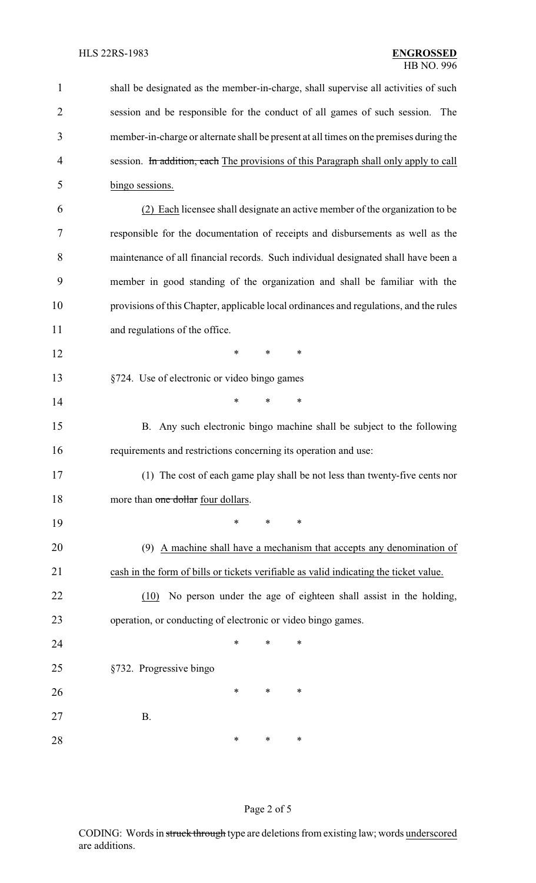shall be designated as the member-in-charge, shall supervise all activities of such session and be responsible for the conduct of all games of such session. The member-in-charge or alternate shall be present at all times on the premises during the session. ~~In addition, each~~ The provisions of this Paragraph shall only apply to call bingo sessions.

(2) Each licensee shall designate an active member of the organization to be responsible for the documentation of receipts and disbursements as well as the maintenance of all financial records. Such individual designated shall have been a member in good standing of the organization and shall be familiar with the provisions of this Chapter, applicable local ordinances and regulations, and the rules and regulations of the office.

\* \* \*

§724. Use of electronic or video bingo games

\* \* \*

B. Any such electronic bingo machine shall be subject to the following requirements and restrictions concerning its operation and use:

(1) The cost of each game play shall be not less than twenty-five cents nor more than ~~one dollar~~ four dollars.

\* \* \*

(9) A machine shall have a mechanism that accepts any denomination of cash in the form of bills or tickets verifiable as valid indicating the ticket value.

(10) No person under the age of eighteen shall assist in the holding, operation, or conducting of electronic or video bingo games.

\* \* \*

§732. Progressive bingo

\* \* \*

B.

\* \* \*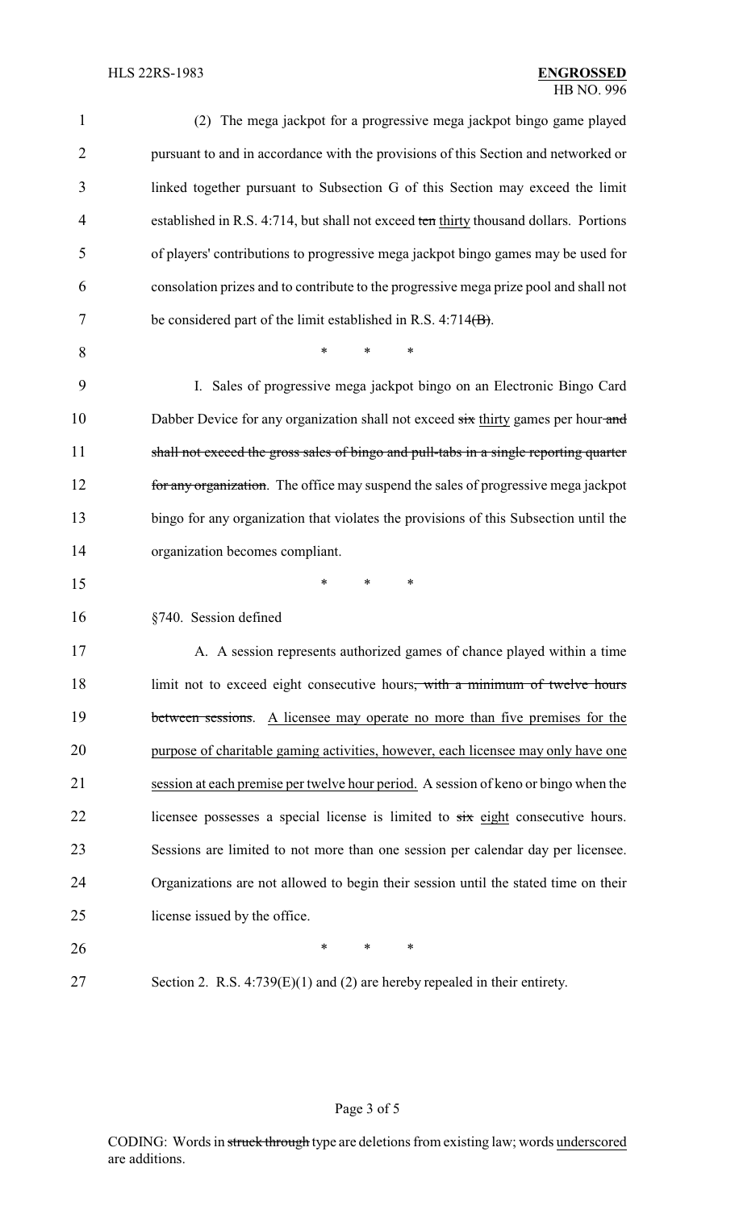(2) The mega jackpot for a progressive mega jackpot bingo game played pursuant to and in accordance with the provisions of this Section and networked or linked together pursuant to Subsection G of this Section may exceed the limit established in R.S. 4:714, but shall not exceed ~~ten~~ <u>thirty</u> thousand dollars. Portions of players' contributions to progressive mega jackpot bingo games may be used for consolation prizes and to contribute to the progressive mega prize pool and shall not be considered part of the limit established in R.S. 4:714~~(B)~~.

\* \* \*

I. Sales of progressive mega jackpot bingo on an Electronic Bingo Card Dabber Device for any organization shall not exceed ~~six~~ <u>thirty</u> games per hour ~~and shall not exceed the gross sales of bingo and pull-tabs in a single reporting quarter for any organization~~. The office may suspend the sales of progressive mega jackpot bingo for any organization that violates the provisions of this Subsection until the organization becomes compliant.

\* \* \*

§740. Session defined

A. A session represents authorized games of chance played within a time limit not to exceed eight consecutive hours~~, with a minimum of twelve hours between sessions~~. <u>A licensee may operate no more than five premises for the purpose of charitable gaming activities, however, each licensee may only have one session at each premise per twelve hour period.</u> A session of keno or bingo when the licensee possesses a special license is limited to ~~six~~ <u>eight</u> consecutive hours. Sessions are limited to not more than one session per calendar day per licensee. Organizations are not allowed to begin their session until the stated time on their license issued by the office.

\* \* \*

Section 2. R.S. 4:739(E)(1) and (2) are hereby repealed in their entirety.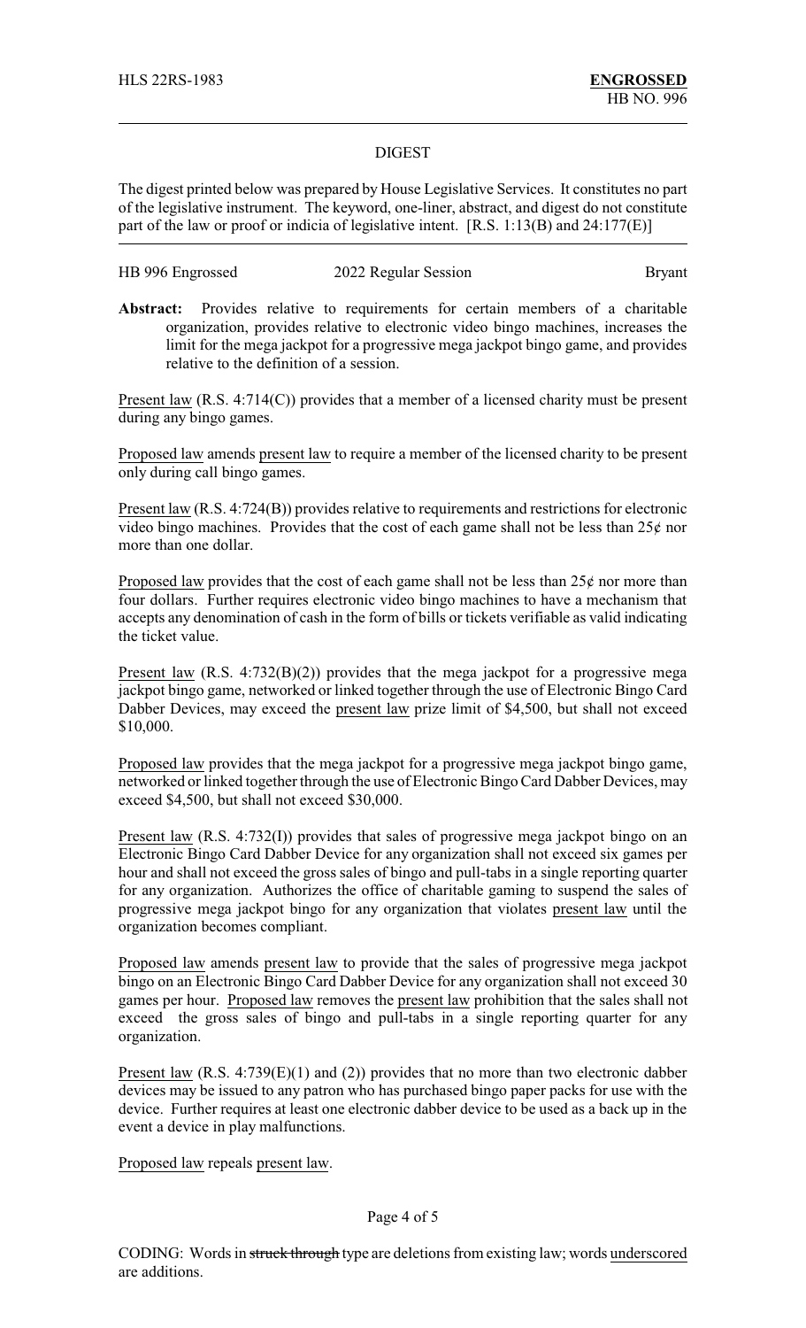DIGEST

The digest printed below was prepared by House Legislative Services. It constitutes no part of the legislative instrument. The keyword, one-liner, abstract, and digest do not constitute part of the law or proof or indicia of legislative intent. [R.S. 1:13(B) and 24:177(E)]

HB 996 Engrossed 2022 Regular Session Bryant

**Abstract:** Provides relative to requirements for certain members of a charitable organization, provides relative to electronic video bingo machines, increases the limit for the mega jackpot for a progressive mega jackpot bingo game, and provides relative to the definition of a session.

Present law (R.S. 4:714(C)) provides that a member of a licensed charity must be present during any bingo games.

Proposed law amends present law to require a member of the licensed charity to be present only during call bingo games.

Present law (R.S. 4:724(B)) provides relative to requirements and restrictions for electronic video bingo machines. Provides that the cost of each game shall not be less than 25¢ nor more than one dollar.

Proposed law provides that the cost of each game shall not be less than 25¢ nor more than four dollars. Further requires electronic video bingo machines to have a mechanism that accepts any denomination of cash in the form of bills or tickets verifiable as valid indicating the ticket value.

Present law (R.S. 4:732(B)(2)) provides that the mega jackpot for a progressive mega jackpot bingo game, networked or linked together through the use of Electronic Bingo Card Dabber Devices, may exceed the present law prize limit of $4,500, but shall not exceed $10,000.

Proposed law provides that the mega jackpot for a progressive mega jackpot bingo game, networked or linked together through the use of Electronic Bingo Card Dabber Devices, may exceed $4,500, but shall not exceed $30,000.

Present law (R.S. 4:732(I)) provides that sales of progressive mega jackpot bingo on an Electronic Bingo Card Dabber Device for any organization shall not exceed six games per hour and shall not exceed the gross sales of bingo and pull-tabs in a single reporting quarter for any organization. Authorizes the office of charitable gaming to suspend the sales of progressive mega jackpot bingo for any organization that violates present law until the organization becomes compliant.

Proposed law amends present law to provide that the sales of progressive mega jackpot bingo on an Electronic Bingo Card Dabber Device for any organization shall not exceed 30 games per hour. Proposed law removes the present law prohibition that the sales shall not exceed the gross sales of bingo and pull-tabs in a single reporting quarter for any organization.

Present law (R.S. 4:739(E)(1) and (2)) provides that no more than two electronic dabber devices may be issued to any patron who has purchased bingo paper packs for use with the device. Further requires at least one electronic dabber device to be used as a back up in the event a device in play malfunctions.

Proposed law repeals present law.

CODING: Words in ~~struck through~~ type are deletions from existing law; words underscored are additions.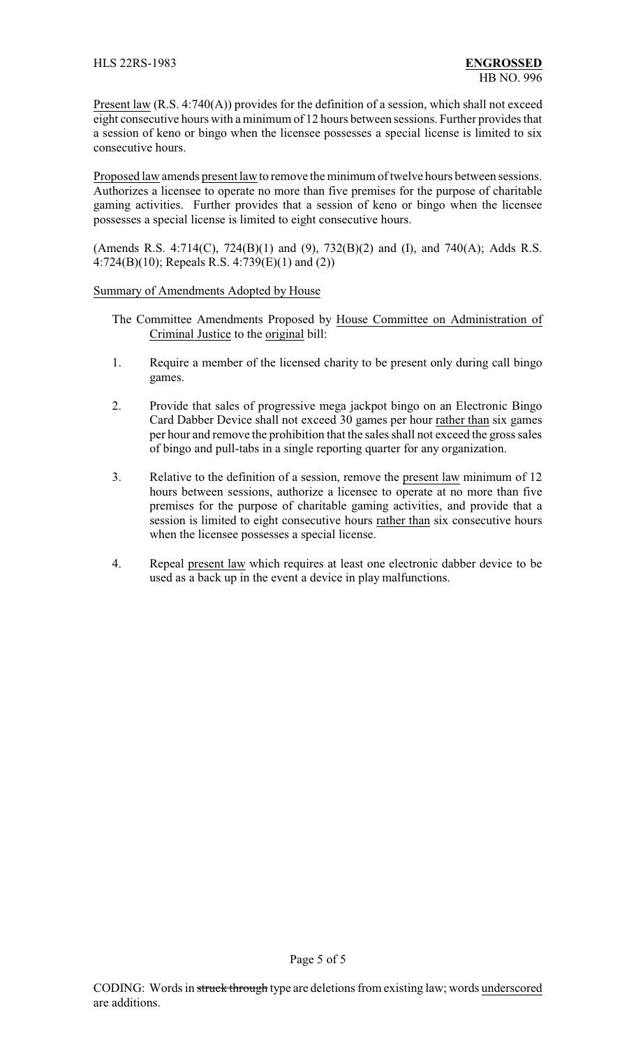Present law (R.S. 4:740(A)) provides for the definition of a session, which shall not exceed eight consecutive hours with a minimum of 12 hours between sessions. Further provides that a session of keno or bingo when the licensee possesses a special license is limited to six consecutive hours.

Proposed law amends present law to remove the minimum of twelve hours between sessions. Authorizes a licensee to operate no more than five premises for the purpose of charitable gaming activities. Further provides that a session of keno or bingo when the licensee possesses a special license is limited to eight consecutive hours.

(Amends R.S. 4:714(C), 724(B)(1) and (9), 732(B)(2) and (I), and 740(A); Adds R.S. 4:724(B)(10); Repeals R.S. 4:739(E)(1) and (2))

Summary of Amendments Adopted by House

The Committee Amendments Proposed by House Committee on Administration of Criminal Justice to the original bill:

1. Require a member of the licensed charity to be present only during call bingo games.

2. Provide that sales of progressive mega jackpot bingo on an Electronic Bingo Card Dabber Device shall not exceed 30 games per hour rather than six games per hour and remove the prohibition that the sales shall not exceed the gross sales of bingo and pull-tabs in a single reporting quarter for any organization.

3. Relative to the definition of a session, remove the present law minimum of 12 hours between sessions, authorize a licensee to operate at no more than five premises for the purpose of charitable gaming activities, and provide that a session is limited to eight consecutive hours rather than six consecutive hours when the licensee possesses a special license.

4. Repeal present law which requires at least one electronic dabber device to be used as a back up in the event a device in play malfunctions.

CODING: Words in ~~struck through~~ type are deletions from existing law; words underscored are additions.